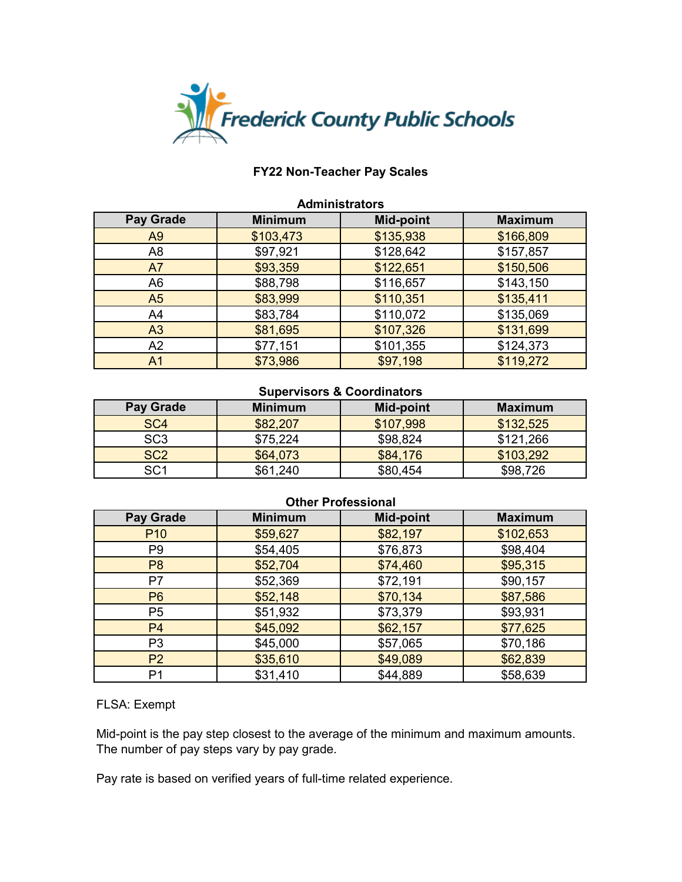# Frederick County Public Schools

## FY22 Non-Teacher Pay Scales

### Administrators

| Pay Grade | Minimum | Mid-point | Maximum |
|---|---|---|---|
| A9 | $103,473 | $135,938 | $166,809 |
| A8 | $97,921 | $128,642 | $157,857 |
| A7 | $93,359 | $122,651 | $150,506 |
| A6 | $88,798 | $116,657 | $143,150 |
| A5 | $83,999 | $110,351 | $135,411 |
| A4 | $83,784 | $110,072 | $135,069 |
| A3 | $81,695 | $107,326 | $131,699 |
| A2 | $77,151 | $101,355 | $124,373 |
| A1 | $73,986 | $97,198 | $119,272 |

### Supervisors & Coordinators

| Pay Grade | Minimum | Mid-point | Maximum |
|---|---|---|---|
| SC4 | $82,207 | $107,998 | $132,525 |
| SC3 | $75,224 | $98,824 | $121,266 |
| SC2 | $64,073 | $84,176 | $103,292 |
| SC1 | $61,240 | $80,454 | $98,726 |

### Other Professional

| Pay Grade | Minimum | Mid-point | Maximum |
|---|---|---|---|
| P10 | $59,627 | $82,197 | $102,653 |
| P9 | $54,405 | $76,873 | $98,404 |
| P8 | $52,704 | $74,460 | $95,315 |
| P7 | $52,369 | $72,191 | $90,157 |
| P6 | $52,148 | $70,134 | $87,586 |
| P5 | $51,932 | $73,379 | $93,931 |
| P4 | $45,092 | $62,157 | $77,625 |
| P3 | $45,000 | $57,065 | $70,186 |
| P2 | $35,610 | $49,089 | $62,839 |
| P1 | $31,410 | $44,889 | $58,639 |

FLSA: Exempt

Mid-point is the pay step closest to the average of the minimum and maximum amounts. The number of pay steps vary by pay grade.

Pay rate is based on verified years of full-time related experience.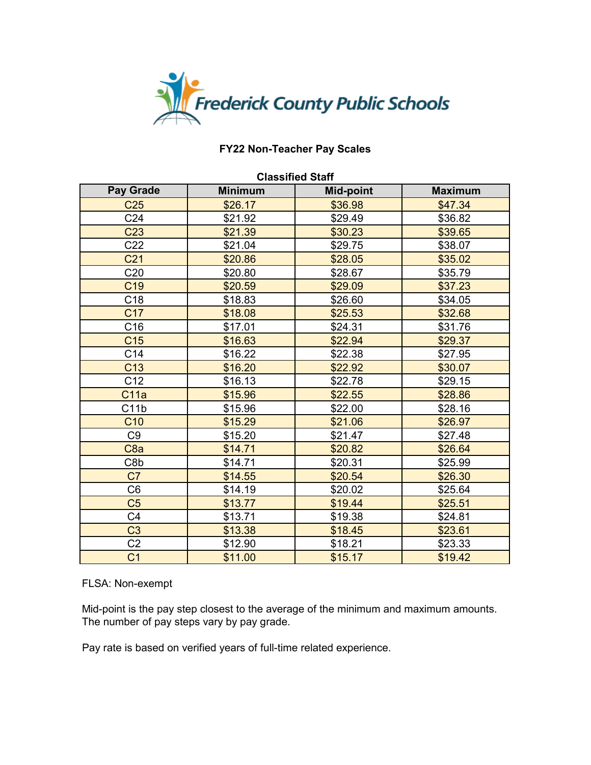Frederick County Public Schools

## FY22 Non-Teacher Pay Scales

### Classified Staff

| Pay Grade | Minimum | Mid-point | Maximum |
|---|---|---|---|
| C25 | $26.17 | $36.98 | $47.34 |
| C24 | $21.92 | $29.49 | $36.82 |
| C23 | $21.39 | $30.23 | $39.65 |
| C22 | $21.04 | $29.75 | $38.07 |
| C21 | $20.86 | $28.05 | $35.02 |
| C20 | $20.80 | $28.67 | $35.79 |
| C19 | $20.59 | $29.09 | $37.23 |
| C18 | $18.83 | $26.60 | $34.05 |
| C17 | $18.08 | $25.53 | $32.68 |
| C16 | $17.01 | $24.31 | $31.76 |
| C15 | $16.63 | $22.94 | $29.37 |
| C14 | $16.22 | $22.38 | $27.95 |
| C13 | $16.20 | $22.92 | $30.07 |
| C12 | $16.13 | $22.78 | $29.15 |
| C11a | $15.96 | $22.55 | $28.86 |
| C11b | $15.96 | $22.00 | $28.16 |
| C10 | $15.29 | $21.06 | $26.97 |
| C9 | $15.20 | $21.47 | $27.48 |
| C8a | $14.71 | $20.82 | $26.64 |
| C8b | $14.71 | $20.31 | $25.99 |
| C7 | $14.55 | $20.54 | $26.30 |
| C6 | $14.19 | $20.02 | $25.64 |
| C5 | $13.77 | $19.44 | $25.51 |
| C4 | $13.71 | $19.38 | $24.81 |
| C3 | $13.38 | $18.45 | $23.61 |
| C2 | $12.90 | $18.21 | $23.33 |
| C1 | $11.00 | $15.17 | $19.42 |

FLSA: Non-exempt

Mid-point is the pay step closest to the average of the minimum and maximum amounts. The number of pay steps vary by pay grade.

Pay rate is based on verified years of full-time related experience.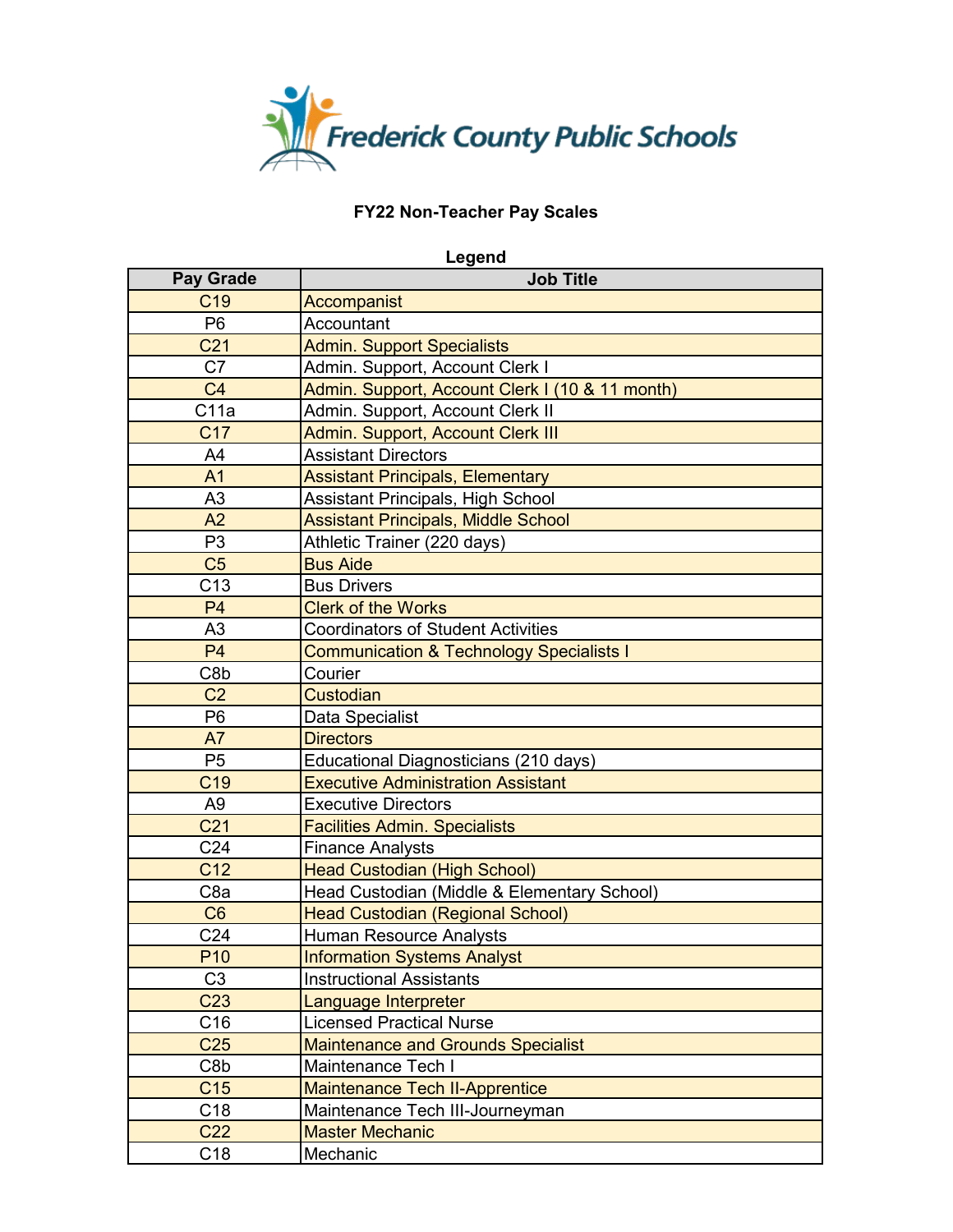Frederick County Public Schools

## FY22 Non-Teacher Pay Scales

### Legend

| Pay Grade | Job Title |
|---|---|
| C19 | Accompanist |
| P6 | Accountant |
| C21 | Admin. Support Specialists |
| C7 | Admin. Support, Account Clerk I |
| C4 | Admin. Support, Account Clerk I (10 & 11 month) |
| C11a | Admin. Support, Account Clerk II |
| C17 | Admin. Support, Account Clerk III |
| A4 | Assistant Directors |
| A1 | Assistant Principals, Elementary |
| A3 | Assistant Principals, High School |
| A2 | Assistant Principals, Middle School |
| P3 | Athletic Trainer (220 days) |
| C5 | Bus Aide |
| C13 | Bus Drivers |
| P4 | Clerk of the Works |
| A3 | Coordinators of Student Activities |
| P4 | Communication & Technology Specialists I |
| C8b | Courier |
| C2 | Custodian |
| P6 | Data Specialist |
| A7 | Directors |
| P5 | Educational Diagnosticians (210 days) |
| C19 | Executive Administration Assistant |
| A9 | Executive Directors |
| C21 | Facilities Admin. Specialists |
| C24 | Finance Analysts |
| C12 | Head Custodian (High School) |
| C8a | Head Custodian (Middle & Elementary School) |
| C6 | Head Custodian (Regional School) |
| C24 | Human Resource Analysts |
| P10 | Information Systems Analyst |
| C3 | Instructional Assistants |
| C23 | Language Interpreter |
| C16 | Licensed Practical Nurse |
| C25 | Maintenance and Grounds Specialist |
| C8b | Maintenance Tech I |
| C15 | Maintenance Tech II-Apprentice |
| C18 | Maintenance Tech III-Journeyman |
| C22 | Master Mechanic |
| C18 | Mechanic |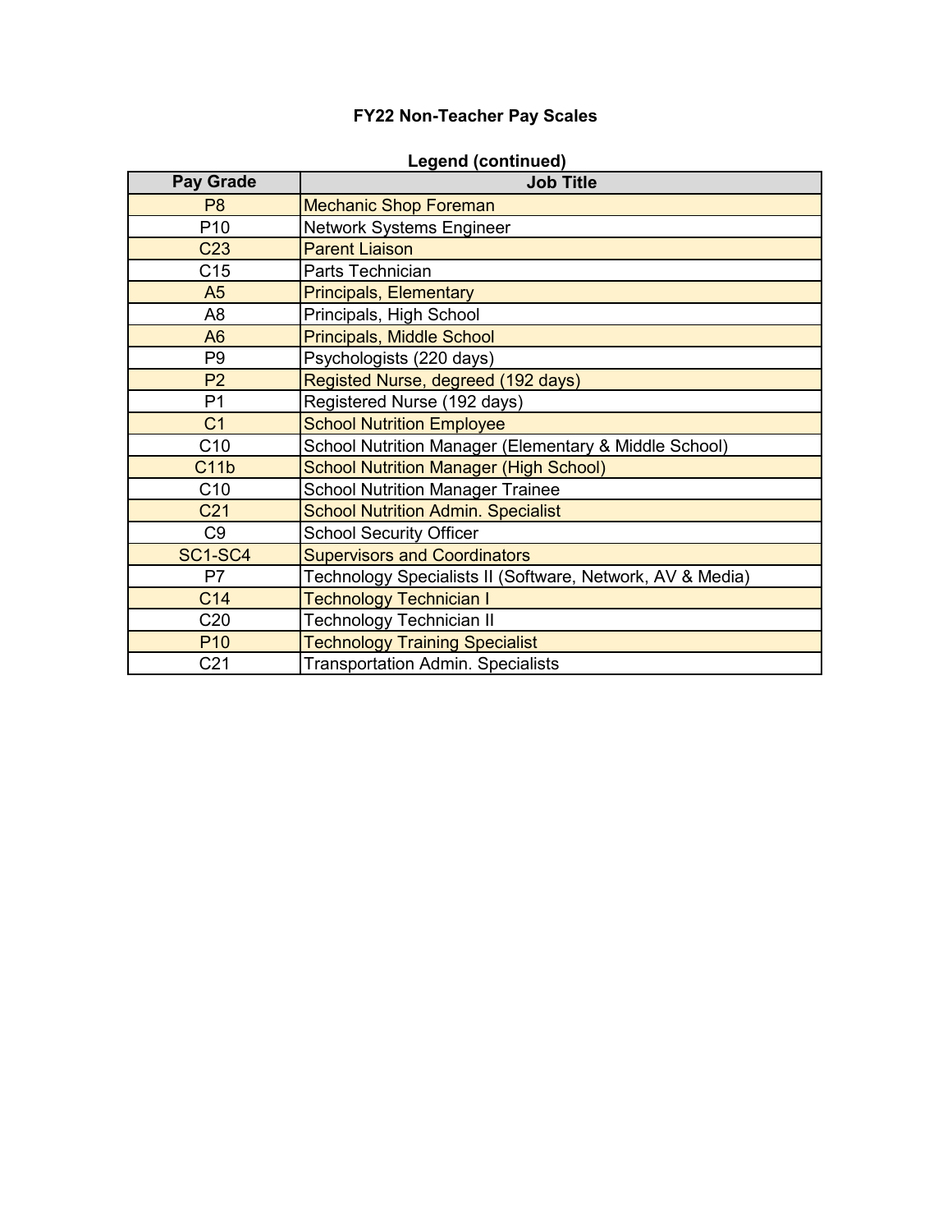# FY22 Non-Teacher Pay Scales

**Legend (continued)**

| Pay Grade | Job Title |
|---|---|
| P8 | Mechanic Shop Foreman |
| P10 | Network Systems Engineer |
| C23 | Parent Liaison |
| C15 | Parts Technician |
| A5 | Principals, Elementary |
| A8 | Principals, High School |
| A6 | Principals, Middle School |
| P9 | Psychologists (220 days) |
| P2 | Registed Nurse, degreed (192 days) |
| P1 | Registered Nurse (192 days) |
| C1 | School Nutrition Employee |
| C10 | School Nutrition Manager (Elementary & Middle School) |
| C11b | School Nutrition Manager (High School) |
| C10 | School Nutrition Manager Trainee |
| C21 | School Nutrition Admin. Specialist |
| C9 | School Security Officer |
| SC1-SC4 | Supervisors and Coordinators |
| P7 | Technology Specialists II (Software, Network, AV & Media) |
| C14 | Technology Technician I |
| C20 | Technology Technician II |
| P10 | Technology Training Specialist |
| C21 | Transportation Admin. Specialists |